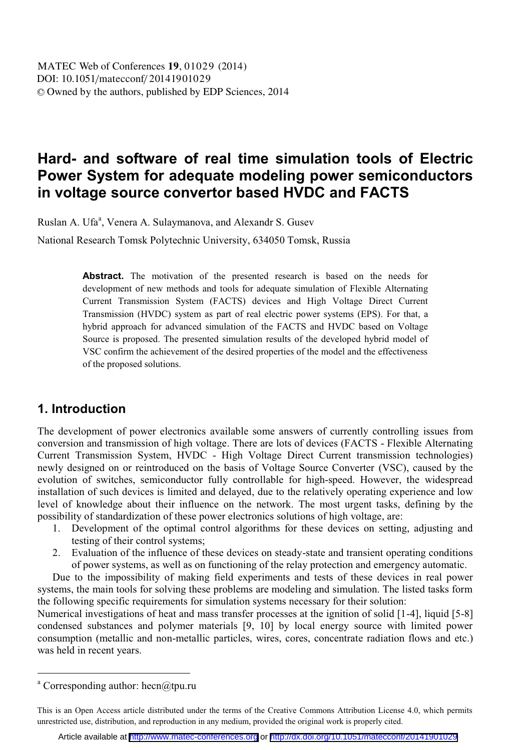# Hard- and software of real time simulation tools of Electric Power System for adequate modeling power semiconductors in voltage source convertor based HVDC and FACTS

Ruslan A. Ufa[a], Venera A. Sulaymanova, and Alexandr S. Gusev

National Research Tomsk Polytechnic University, 634050 Tomsk, Russia

**Abstract.** The motivation of the presented research is based on the needs for development of new methods and tools for adequate simulation of Flexible Alternating Current Transmission System (FACTS) devices and High Voltage Direct Current Transmission (HVDC) system as part of real electric power systems (EPS). For that, a hybrid approach for advanced simulation of the FACTS and HVDC based on Voltage Source is proposed. The presented simulation results of the developed hybrid model of VSC confirm the achievement of the desired properties of the model and the effectiveness of the proposed solutions.

## 1. Introduction

The development of power electronics available some answers of currently controlling issues from conversion and transmission of high voltage. There are lots of devices (FACTS - Flexible Alternating Current Transmission System, HVDC - High Voltage Direct Current transmission technologies) newly designed on or reintroduced on the basis of Voltage Source Converter (VSC), caused by the evolution of switches, semiconductor fully controllable for high-speed. However, the widespread installation of such devices is limited and delayed, due to the relatively operating experience and low level of knowledge about their influence on the network. The most urgent tasks, defining by the possibility of standardization of these power electronics solutions of high voltage, are:

1. Development of the optimal control algorithms for these devices on setting, adjusting and testing of their control systems;
2. Evaluation of the influence of these devices on steady-state and transient operating conditions of power systems, as well as on functioning of the relay protection and emergency automatic.

Due to the impossibility of making field experiments and tests of these devices in real power systems, the main tools for solving these problems are modeling and simulation. The listed tasks form the following specific requirements for simulation systems necessary for their solution:

Numerical investigations of heat and mass transfer processes at the ignition of solid [1-4], liquid [5-8] condensed substances and polymer materials [9, 10] by local energy source with limited power consumption (metallic and non-metallic particles, wires, cores, concentrate radiation flows and etc.) was held in recent years.

---

[a] Corresponding author: hecn@tpu.ru

This is an Open Access article distributed under the terms of the Creative Commons Attribution License 4.0, which permits unrestricted use, distribution, and reproduction in any medium, provided the original work is properly cited.

Article available at http://www.matec-conferences.org or http://dx.doi.org/10.1051/matecconf/20141901029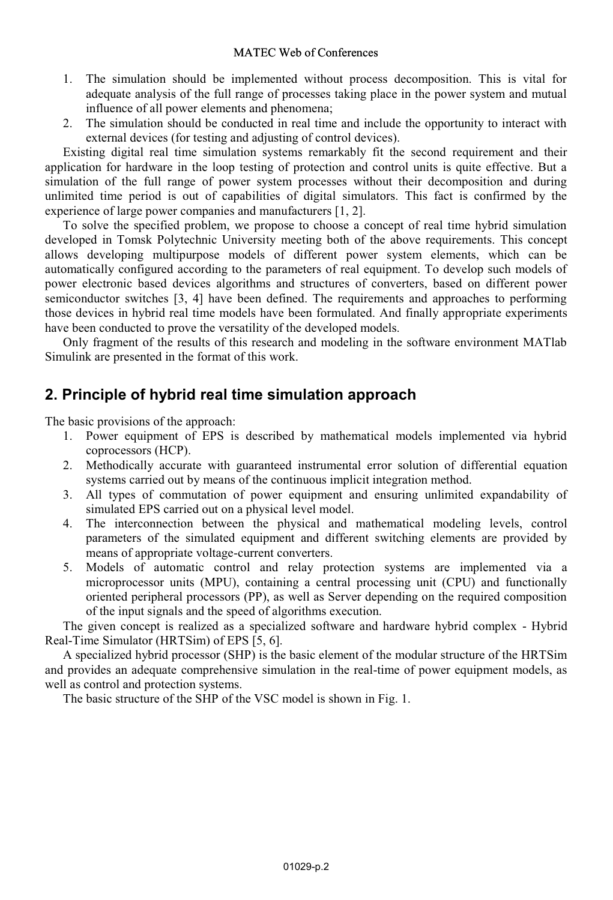1. The simulation should be implemented without process decomposition. This is vital for adequate analysis of the full range of processes taking place in the power system and mutual influence of all power elements and phenomena;
2. The simulation should be conducted in real time and include the opportunity to interact with external devices (for testing and adjusting of control devices).

Existing digital real time simulation systems remarkably fit the second requirement and their application for hardware in the loop testing of protection and control units is quite effective. But a simulation of the full range of power system processes without their decomposition and during unlimited time period is out of capabilities of digital simulators. This fact is confirmed by the experience of large power companies and manufacturers [1, 2].

To solve the specified problem, we propose to choose a concept of real time hybrid simulation developed in Tomsk Polytechnic University meeting both of the above requirements. This concept allows developing multipurpose models of different power system elements, which can be automatically configured according to the parameters of real equipment. To develop such models of power electronic based devices algorithms and structures of converters, based on different power semiconductor switches [3, 4] have been defined. The requirements and approaches to performing those devices in hybrid real time models have been formulated. And finally appropriate experiments have been conducted to prove the versatility of the developed models.

Only fragment of the results of this research and modeling in the software environment MATlab Simulink are presented in the format of this work.

## 2. Principle of hybrid real time simulation approach

The basic provisions of the approach:

1. Power equipment of EPS is described by mathematical models implemented via hybrid coprocessors (HCP).
2. Methodically accurate with guaranteed instrumental error solution of differential equation systems carried out by means of the continuous implicit integration method.
3. All types of commutation of power equipment and ensuring unlimited expandability of simulated EPS carried out on a physical level model.
4. The interconnection between the physical and mathematical modeling levels, control parameters of the simulated equipment and different switching elements are provided by means of appropriate voltage-current converters.
5. Models of automatic control and relay protection systems are implemented via a microprocessor units (MPU), containing a central processing unit (CPU) and functionally oriented peripheral processors (PP), as well as Server depending on the required composition of the input signals and the speed of algorithms execution.

The given concept is realized as a specialized software and hardware hybrid complex - Hybrid Real-Time Simulator (HRTSim) of EPS [5, 6].

A specialized hybrid processor (SHP) is the basic element of the modular structure of the HRTSim and provides an adequate comprehensive simulation in the real-time of power equipment models, as well as control and protection systems.

The basic structure of the SHP of the VSC model is shown in Fig. 1.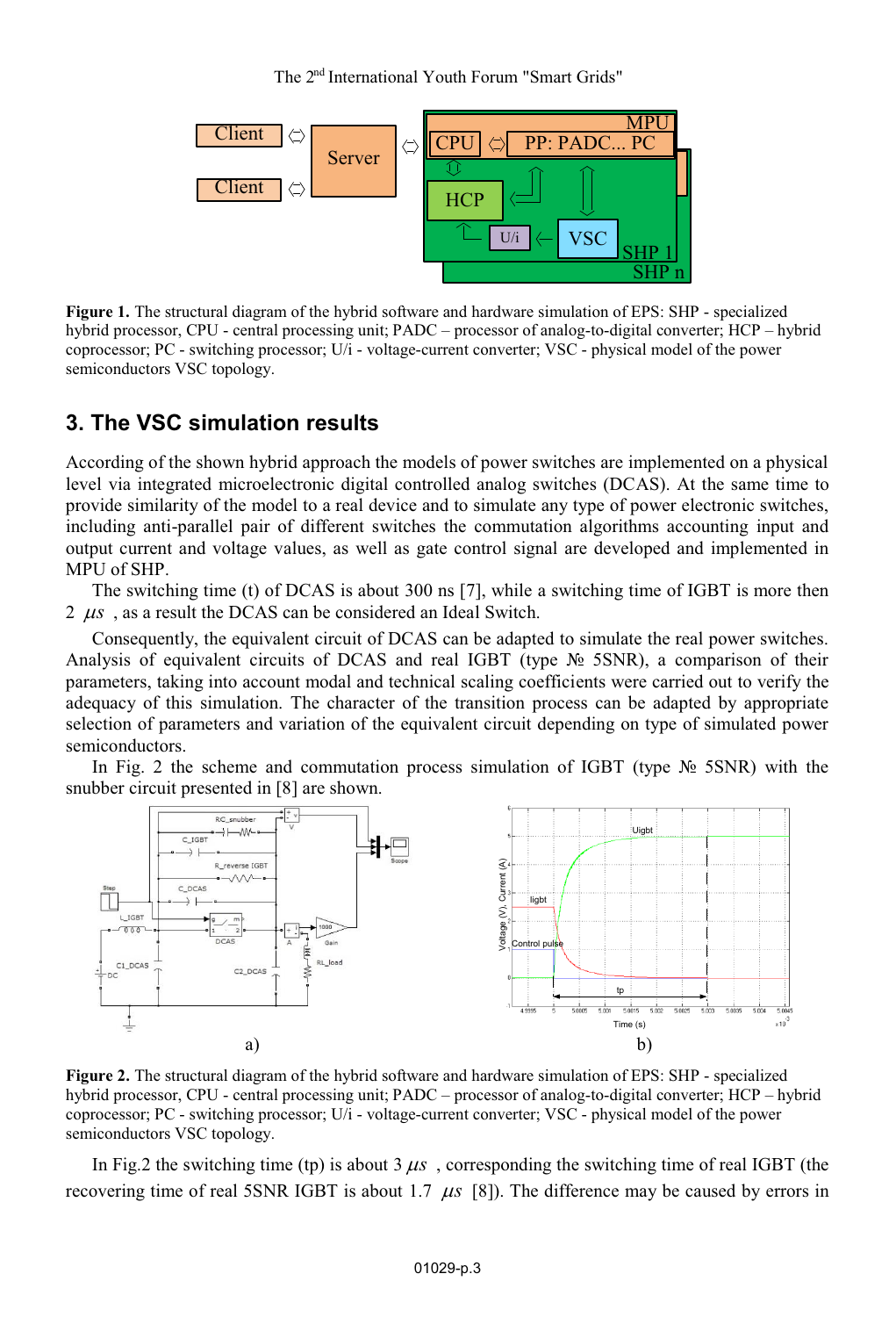Figure 1. The structural diagram of the hybrid software and hardware simulation of EPS: SHP - specialized hybrid processor, CPU - central processing unit; PADC – processor of analog-to-digital converter; HCP – hybrid coprocessor; PC - switching processor; U/i - voltage-current converter; VSC - physical model of the power semiconductors VSC topology.

## 3. The VSC simulation results

According of the shown hybrid approach the models of power switches are implemented on a physical level via integrated microelectronic digital controlled analog switches (DCAS). At the same time to provide similarity of the model to a real device and to simulate any type of power electronic switches, including anti-parallel pair of different switches the commutation algorithms accounting input and output current and voltage values, as well as gate control signal are developed and implemented in MPU of SHP.

The switching time (t) of DCAS is about 300 ns [7], while a switching time of IGBT is more then 2 $\mu s$ , as a result the DCAS can be considered an Ideal Switch.

Consequently, the equivalent circuit of DCAS can be adapted to simulate the real power switches. Analysis of equivalent circuits of DCAS and real IGBT (type № 5SNR), a comparison of their parameters, taking into account modal and technical scaling coefficients were carried out to verify the adequacy of this simulation. The character of the transition process can be adapted by appropriate selection of parameters and variation of the equivalent circuit depending on type of simulated power semiconductors.

In Fig. 2 the scheme and commutation process simulation of IGBT (type № 5SNR) with the snubber circuit presented in [8] are shown.

a) b)

Figure 2. The structural diagram of the hybrid software and hardware simulation of EPS: SHP - specialized hybrid processor, CPU - central processing unit; PADC – processor of analog-to-digital converter; HCP – hybrid coprocessor; PC - switching processor; U/i - voltage-current converter; VSC - physical model of the power semiconductors VSC topology.

In Fig.2 the switching time (tp) is about 3 $\mu s$ , corresponding the switching time of real IGBT (the recovering time of real 5SNR IGBT is about 1.7 $\mu s$ [8]). The difference may be caused by errors in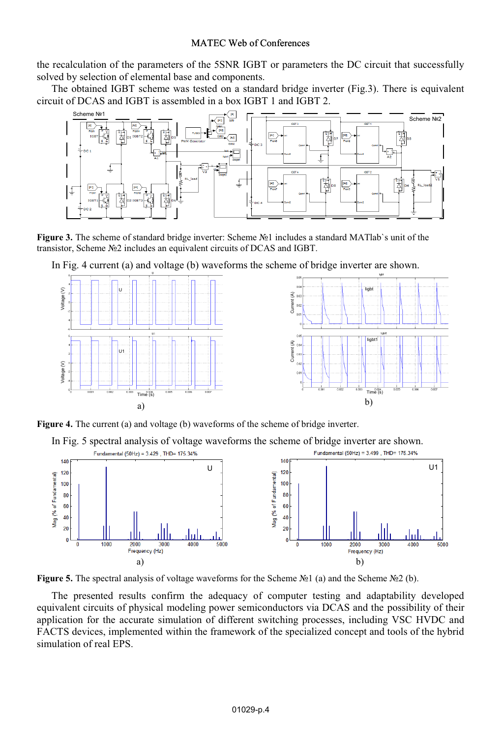the recalculation of the parameters of the 5SNR IGBT or parameters the DC circuit that successfully solved by selection of elemental base and components.

The obtained IGBT scheme was tested on a standard bridge inverter (Fig.3). There is equivalent circuit of DCAS and IGBT is assembled in a box IGBT 1 and IGBT 2.

**Figure 3.** The scheme of standard bridge inverter: Scheme №1 includes a standard MATlab`s unit of the transistor, Scheme №2 includes an equivalent circuits of DCAS and IGBT.

In Fig. 4 current (a) and voltage (b) waveforms the scheme of bridge inverter are shown.

**Figure 4.** The current (a) and voltage (b) waveforms of the scheme of bridge inverter.

In Fig. 5 spectral analysis of voltage waveforms the scheme of bridge inverter are shown.

**Figure 5.** The spectral analysis of voltage waveforms for the Scheme №1 (a) and the Scheme №2 (b).

The presented results confirm the adequacy of computer testing and adaptability developed equivalent circuits of physical modeling power semiconductors via DCAS and the possibility of their application for the accurate simulation of different switching processes, including VSC HVDC and FACTS devices, implemented within the framework of the specialized concept and tools of the hybrid simulation of real EPS.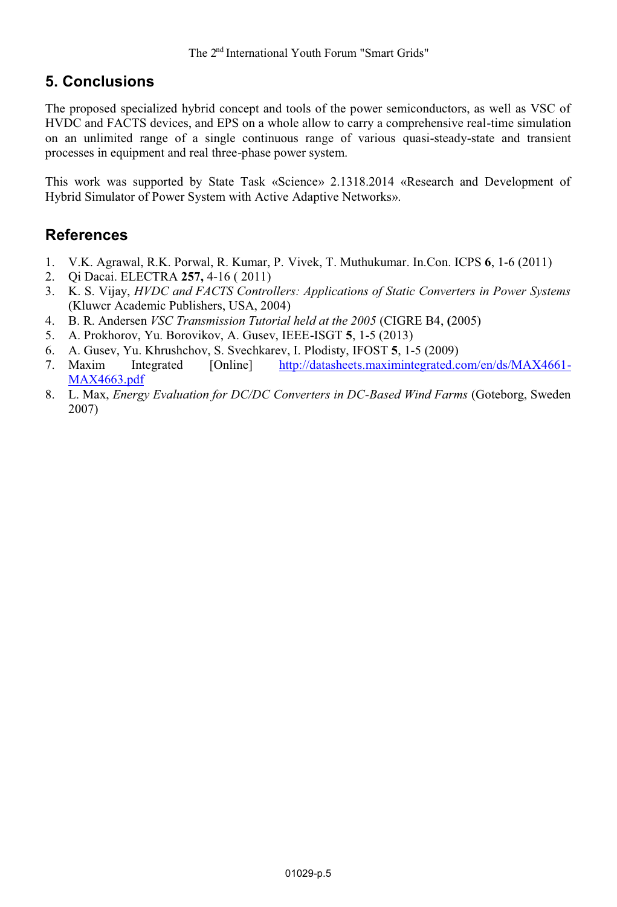## 5. Conclusions

The proposed specialized hybrid concept and tools of the power semiconductors, as well as VSC of HVDC and FACTS devices, and EPS on a whole allow to carry a comprehensive real-time simulation on an unlimited range of a single continuous range of various quasi-steady-state and transient processes in equipment and real three-phase power system.

This work was supported by State Task «Science» 2.1318.2014 «Research and Development of Hybrid Simulator of Power System with Active Adaptive Networks».

## References

1. V.K. Agrawal, R.K. Porwal, R. Kumar, P. Vivek, T. Muthukumar. In.Con. ICPS **6**, 1-6 (2011)
2. Qi Dacai. ELECTRA **257,** 4-16 ( 2011)
3. K. S. Vijay, *HVDC and FACTS Controllers: Applications of Static Converters in Power Systems* (Kluwcr Academic Publishers, USA, 2004)
4. B. R. Andersen *VSC Transmission Tutorial held at the 2005* (CIGRE B4, **(**2005)
5. A. Prokhorov, Yu. Borovikov, A. Gusev, IEEE-ISGT **5**, 1-5 (2013)
6. A. Gusev, Yu. Khrushchov, S. Svechkarev, I. Plodisty, IFOST **5**, 1-5 (2009)
7. Maxim Integrated [Online] http://datasheets.maximintegrated.com/en/ds/MAX4661-MAX4663.pdf
8. L. Max, *Energy Evaluation for DC/DC Converters in DC-Based Wind Farms* (Goteborg, Sweden 2007)